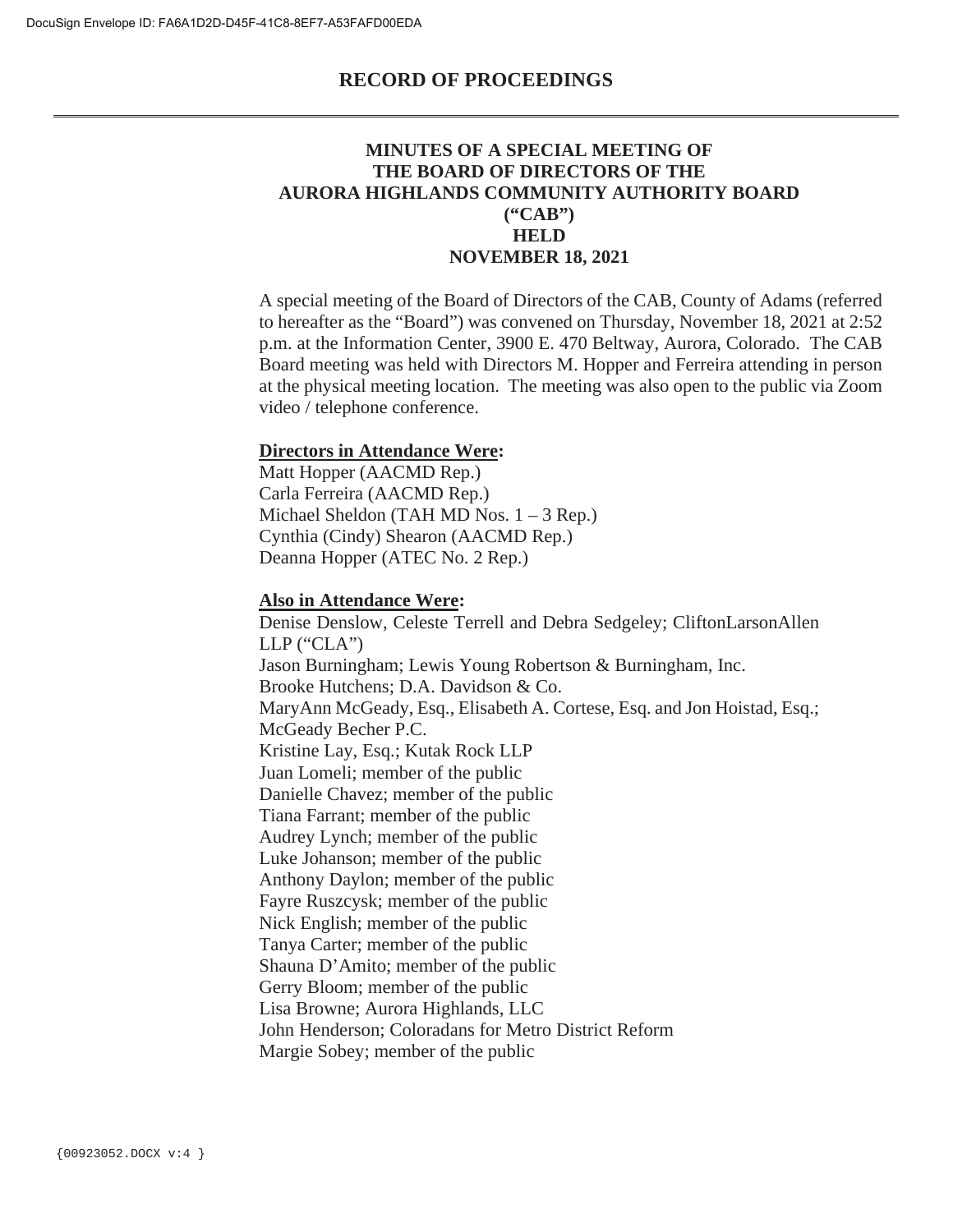# RECORD OF PROCEEDINGS

## MINUTES OF A SPECIAL MEETING OF THE BOARD OF DIRECTORS OF THE AURORA HIGHLANDS COMMUNITY AUTHORITY BOARD ("CAB") HELD NOVEMBER 18, 2021

A special meeting of the Board of Directors of the CAB, County of Adams (referred to hereafter as the "Board") was convened on Thursday, November 18, 2021 at 2:52 p.m. at the Information Center, 3900 E. 470 Beltway, Aurora, Colorado. The CAB Board meeting was held with Directors M. Hopper and Ferreira attending in person at the physical meeting location. The meeting was also open to the public via Zoom video / telephone conference.

**Directors in Attendance Were:**

Matt Hopper (AACMD Rep.)
Carla Ferreira (AACMD Rep.)
Michael Sheldon (TAH MD Nos. 1 – 3 Rep.)
Cynthia (Cindy) Shearon (AACMD Rep.)
Deanna Hopper (ATEC No. 2 Rep.)

**Also in Attendance Were:**

Denise Denslow, Celeste Terrell and Debra Sedgeley; CliftonLarsonAllen LLP ("CLA")
Jason Burningham; Lewis Young Robertson & Burningham, Inc.
Brooke Hutchens; D.A. Davidson & Co.
MaryAnn McGeady, Esq., Elisabeth A. Cortese, Esq. and Jon Hoistad, Esq.; McGeady Becher P.C.
Kristine Lay, Esq.; Kutak Rock LLP
Juan Lomeli; member of the public
Danielle Chavez; member of the public
Tiana Farrant; member of the public
Audrey Lynch; member of the public
Luke Johanson; member of the public
Anthony Daylon; member of the public
Fayre Ruszcysk; member of the public
Nick English; member of the public
Tanya Carter; member of the public
Shauna D'Amito; member of the public
Gerry Bloom; member of the public
Lisa Browne; Aurora Highlands, LLC
John Henderson; Coloradans for Metro District Reform
Margie Sobey; member of the public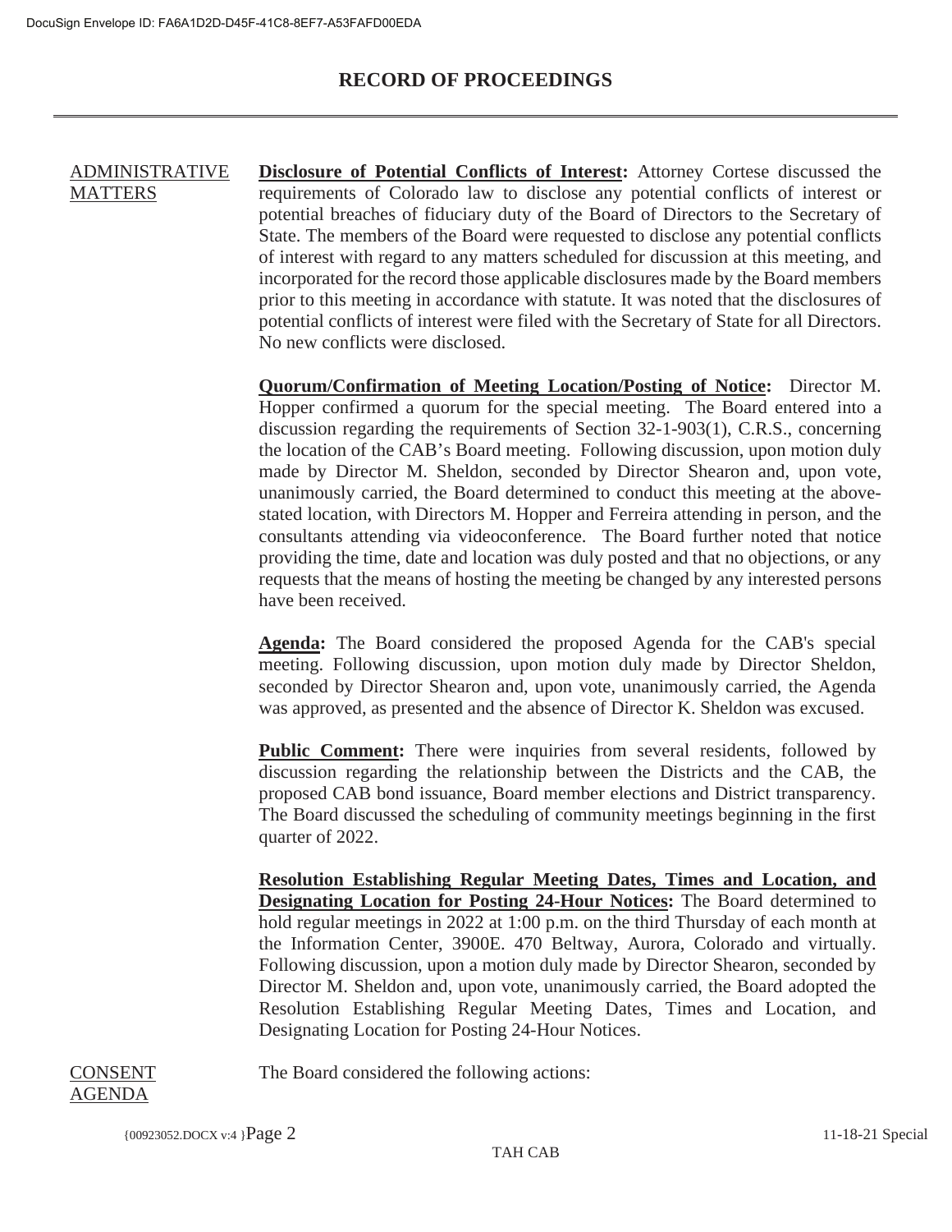# RECORD OF PROCEEDINGS

ADMINISTRATIVE MATTERS

**Disclosure of Potential Conflicts of Interest:** Attorney Cortese discussed the requirements of Colorado law to disclose any potential conflicts of interest or potential breaches of fiduciary duty of the Board of Directors to the Secretary of State. The members of the Board were requested to disclose any potential conflicts of interest with regard to any matters scheduled for discussion at this meeting, and incorporated for the record those applicable disclosures made by the Board members prior to this meeting in accordance with statute. It was noted that the disclosures of potential conflicts of interest were filed with the Secretary of State for all Directors. No new conflicts were disclosed.

**Quorum/Confirmation of Meeting Location/Posting of Notice:** Director M. Hopper confirmed a quorum for the special meeting. The Board entered into a discussion regarding the requirements of Section 32-1-903(1), C.R.S., concerning the location of the CAB's Board meeting. Following discussion, upon motion duly made by Director M. Sheldon, seconded by Director Shearon and, upon vote, unanimously carried, the Board determined to conduct this meeting at the above-stated location, with Directors M. Hopper and Ferreira attending in person, and the consultants attending via videoconference. The Board further noted that notice providing the time, date and location was duly posted and that no objections, or any requests that the means of hosting the meeting be changed by any interested persons have been received.

**Agenda:** The Board considered the proposed Agenda for the CAB's special meeting. Following discussion, upon motion duly made by Director Sheldon, seconded by Director Shearon and, upon vote, unanimously carried, the Agenda was approved, as presented and the absence of Director K. Sheldon was excused.

**Public Comment:** There were inquiries from several residents, followed by discussion regarding the relationship between the Districts and the CAB, the proposed CAB bond issuance, Board member elections and District transparency. The Board discussed the scheduling of community meetings beginning in the first quarter of 2022.

**Resolution Establishing Regular Meeting Dates, Times and Location, and Designating Location for Posting 24-Hour Notices:** The Board determined to hold regular meetings in 2022 at 1:00 p.m. on the third Thursday of each month at the Information Center, 3900E. 470 Beltway, Aurora, Colorado and virtually. Following discussion, upon a motion duly made by Director Shearon, seconded by Director M. Sheldon and, upon vote, unanimously carried, the Board adopted the Resolution Establishing Regular Meeting Dates, Times and Location, and Designating Location for Posting 24-Hour Notices.

CONSENT AGENDA

The Board considered the following actions: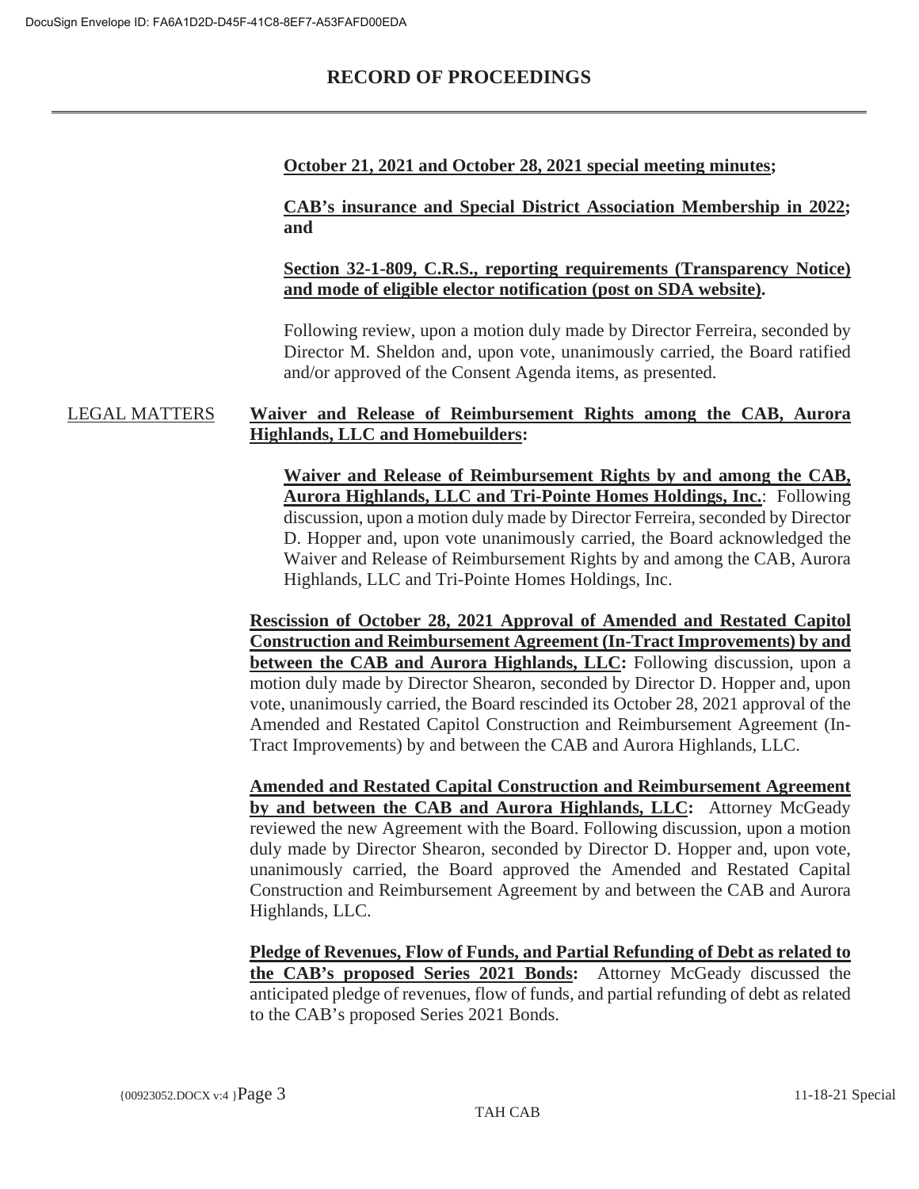**October 21, 2021 and October 28, 2021 special meeting minutes;**

**CAB's insurance and Special District Association Membership in 2022; and**

**Section 32-1-809, C.R.S., reporting requirements (Transparency Notice) and mode of eligible elector notification (post on SDA website).**

Following review, upon a motion duly made by Director Ferreira, seconded by Director M. Sheldon and, upon vote, unanimously carried, the Board ratified and/or approved of the Consent Agenda items, as presented.

LEGAL MATTERS

**Waiver and Release of Reimbursement Rights among the CAB, Aurora Highlands, LLC and Homebuilders:**

**Waiver and Release of Reimbursement Rights by and among the CAB, Aurora Highlands, LLC and Tri-Pointe Homes Holdings, Inc.**: Following discussion, upon a motion duly made by Director Ferreira, seconded by Director D. Hopper and, upon vote unanimously carried, the Board acknowledged the Waiver and Release of Reimbursement Rights by and among the CAB, Aurora Highlands, LLC and Tri-Pointe Homes Holdings, Inc.

**Rescission of October 28, 2021 Approval of Amended and Restated Capitol Construction and Reimbursement Agreement (In-Tract Improvements) by and between the CAB and Aurora Highlands, LLC:** Following discussion, upon a motion duly made by Director Shearon, seconded by Director D. Hopper and, upon vote, unanimously carried, the Board rescinded its October 28, 2021 approval of the Amended and Restated Capitol Construction and Reimbursement Agreement (In-Tract Improvements) by and between the CAB and Aurora Highlands, LLC.

**Amended and Restated Capital Construction and Reimbursement Agreement by and between the CAB and Aurora Highlands, LLC:** Attorney McGeady reviewed the new Agreement with the Board. Following discussion, upon a motion duly made by Director Shearon, seconded by Director D. Hopper and, upon vote, unanimously carried, the Board approved the Amended and Restated Capital Construction and Reimbursement Agreement by and between the CAB and Aurora Highlands, LLC.

**Pledge of Revenues, Flow of Funds, and Partial Refunding of Debt as related to the CAB's proposed Series 2021 Bonds:** Attorney McGeady discussed the anticipated pledge of revenues, flow of funds, and partial refunding of debt as related to the CAB's proposed Series 2021 Bonds.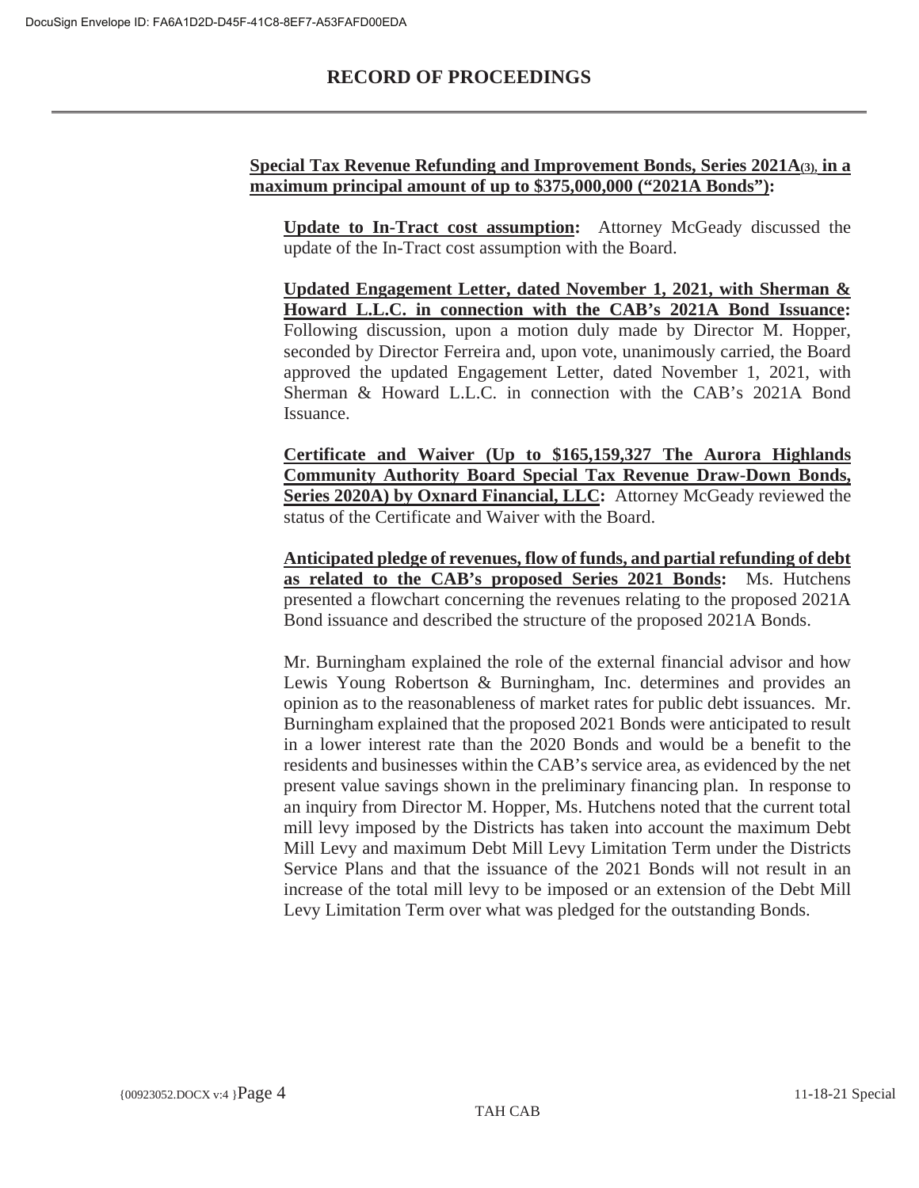**Special Tax Revenue Refunding and Improvement Bonds, Series 2021A(3), in a maximum principal amount of up to $375,000,000 ("2021A Bonds"):**

**Update to In-Tract cost assumption:** Attorney McGeady discussed the update of the In-Tract cost assumption with the Board.

**Updated Engagement Letter, dated November 1, 2021, with Sherman & Howard L.L.C. in connection with the CAB's 2021A Bond Issuance:** Following discussion, upon a motion duly made by Director M. Hopper, seconded by Director Ferreira and, upon vote, unanimously carried, the Board approved the updated Engagement Letter, dated November 1, 2021, with Sherman & Howard L.L.C. in connection with the CAB's 2021A Bond Issuance.

**Certificate and Waiver (Up to $165,159,327 The Aurora Highlands Community Authority Board Special Tax Revenue Draw-Down Bonds, Series 2020A) by Oxnard Financial, LLC:** Attorney McGeady reviewed the status of the Certificate and Waiver with the Board.

**Anticipated pledge of revenues, flow of funds, and partial refunding of debt as related to the CAB's proposed Series 2021 Bonds:** Ms. Hutchens presented a flowchart concerning the revenues relating to the proposed 2021A Bond issuance and described the structure of the proposed 2021A Bonds.

Mr. Burningham explained the role of the external financial advisor and how Lewis Young Robertson & Burningham, Inc. determines and provides an opinion as to the reasonableness of market rates for public debt issuances. Mr. Burningham explained that the proposed 2021 Bonds were anticipated to result in a lower interest rate than the 2020 Bonds and would be a benefit to the residents and businesses within the CAB's service area, as evidenced by the net present value savings shown in the preliminary financing plan. In response to an inquiry from Director M. Hopper, Ms. Hutchens noted that the current total mill levy imposed by the Districts has taken into account the maximum Debt Mill Levy and maximum Debt Mill Levy Limitation Term under the Districts Service Plans and that the issuance of the 2021 Bonds will not result in an increase of the total mill levy to be imposed or an extension of the Debt Mill Levy Limitation Term over what was pledged for the outstanding Bonds.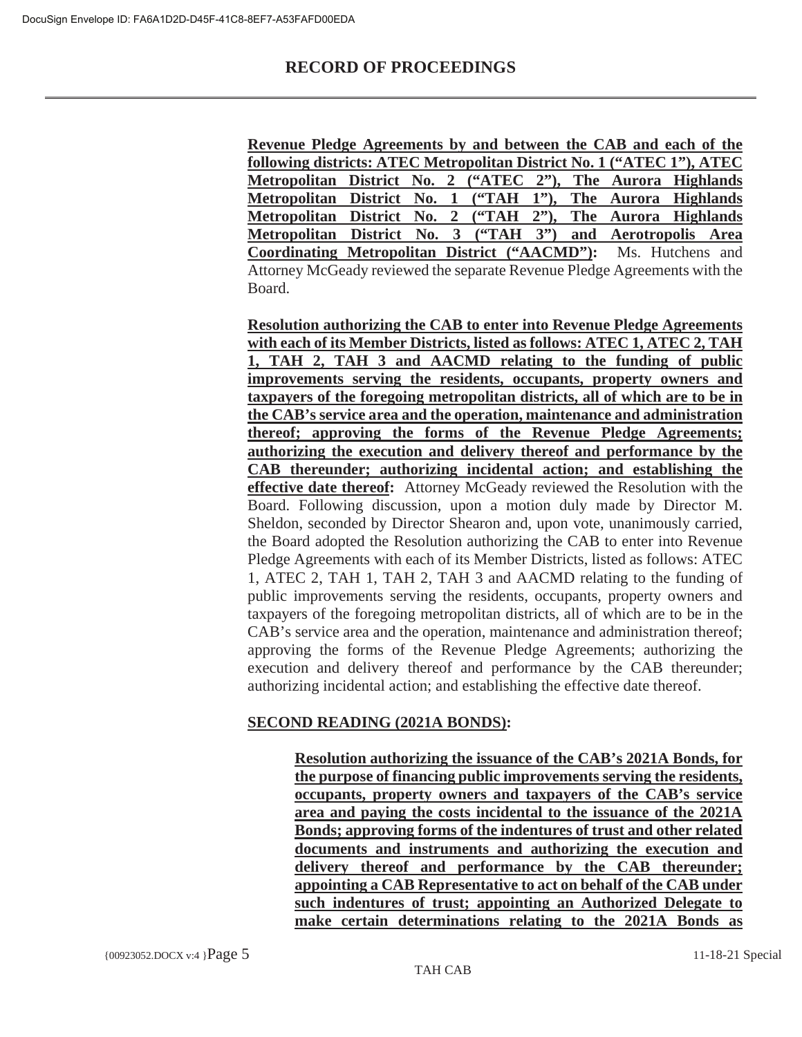**Revenue Pledge Agreements by and between the CAB and each of the following districts: ATEC Metropolitan District No. 1 ("ATEC 1"), ATEC Metropolitan District No. 2 ("ATEC 2"), The Aurora Highlands Metropolitan District No. 1 ("TAH 1"), The Aurora Highlands Metropolitan District No. 2 ("TAH 2"), The Aurora Highlands Metropolitan District No. 3 ("TAH 3") and Aerotropolis Area Coordinating Metropolitan District ("AACMD"):** Ms. Hutchens and Attorney McGeady reviewed the separate Revenue Pledge Agreements with the Board.

**Resolution authorizing the CAB to enter into Revenue Pledge Agreements with each of its Member Districts, listed as follows: ATEC 1, ATEC 2, TAH 1, TAH 2, TAH 3 and AACMD relating to the funding of public improvements serving the residents, occupants, property owners and taxpayers of the foregoing metropolitan districts, all of which are to be in the CAB's service area and the operation, maintenance and administration thereof; approving the forms of the Revenue Pledge Agreements; authorizing the execution and delivery thereof and performance by the CAB thereunder; authorizing incidental action; and establishing the effective date thereof:** Attorney McGeady reviewed the Resolution with the Board. Following discussion, upon a motion duly made by Director M. Sheldon, seconded by Director Shearon and, upon vote, unanimously carried, the Board adopted the Resolution authorizing the CAB to enter into Revenue Pledge Agreements with each of its Member Districts, listed as follows: ATEC 1, ATEC 2, TAH 1, TAH 2, TAH 3 and AACMD relating to the funding of public improvements serving the residents, occupants, property owners and taxpayers of the foregoing metropolitan districts, all of which are to be in the CAB's service area and the operation, maintenance and administration thereof; approving the forms of the Revenue Pledge Agreements; authorizing the execution and delivery thereof and performance by the CAB thereunder; authorizing incidental action; and establishing the effective date thereof.

**SECOND READING (2021A BONDS):**

**Resolution authorizing the issuance of the CAB's 2021A Bonds, for the purpose of financing public improvements serving the residents, occupants, property owners and taxpayers of the CAB's service area and paying the costs incidental to the issuance of the 2021A Bonds; approving forms of the indentures of trust and other related documents and instruments and authorizing the execution and delivery thereof and performance by the CAB thereunder; appointing a CAB Representative to act on behalf of the CAB under such indentures of trust; appointing an Authorized Delegate to make certain determinations relating to the 2021A Bonds as**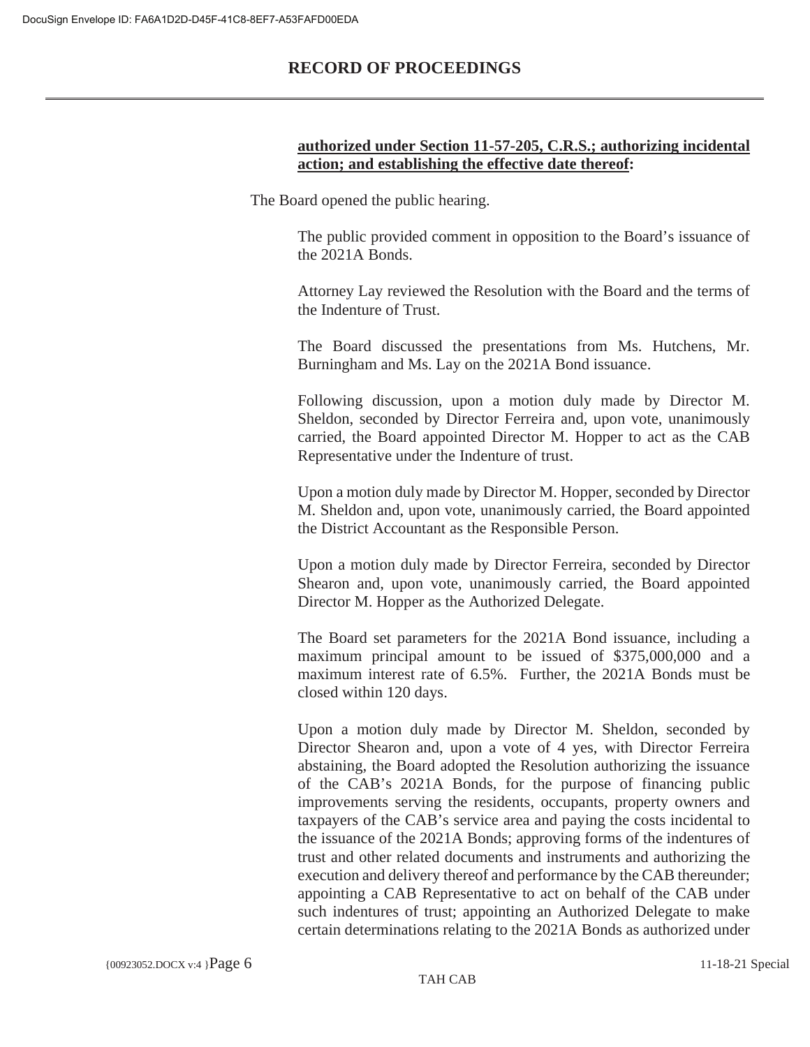**authorized under Section 11-57-205, C.R.S.; authorizing incidental action; and establishing the effective date thereof:**

The Board opened the public hearing.

The public provided comment in opposition to the Board's issuance of the 2021A Bonds.

Attorney Lay reviewed the Resolution with the Board and the terms of the Indenture of Trust.

The Board discussed the presentations from Ms. Hutchens, Mr. Burningham and Ms. Lay on the 2021A Bond issuance.

Following discussion, upon a motion duly made by Director M. Sheldon, seconded by Director Ferreira and, upon vote, unanimously carried, the Board appointed Director M. Hopper to act as the CAB Representative under the Indenture of trust.

Upon a motion duly made by Director M. Hopper, seconded by Director M. Sheldon and, upon vote, unanimously carried, the Board appointed the District Accountant as the Responsible Person.

Upon a motion duly made by Director Ferreira, seconded by Director Shearon and, upon vote, unanimously carried, the Board appointed Director M. Hopper as the Authorized Delegate.

The Board set parameters for the 2021A Bond issuance, including a maximum principal amount to be issued of $375,000,000 and a maximum interest rate of 6.5%. Further, the 2021A Bonds must be closed within 120 days.

Upon a motion duly made by Director M. Sheldon, seconded by Director Shearon and, upon a vote of 4 yes, with Director Ferreira abstaining, the Board adopted the Resolution authorizing the issuance of the CAB's 2021A Bonds, for the purpose of financing public improvements serving the residents, occupants, property owners and taxpayers of the CAB's service area and paying the costs incidental to the issuance of the 2021A Bonds; approving forms of the indentures of trust and other related documents and instruments and authorizing the execution and delivery thereof and performance by the CAB thereunder; appointing a CAB Representative to act on behalf of the CAB under such indentures of trust; appointing an Authorized Delegate to make certain determinations relating to the 2021A Bonds as authorized under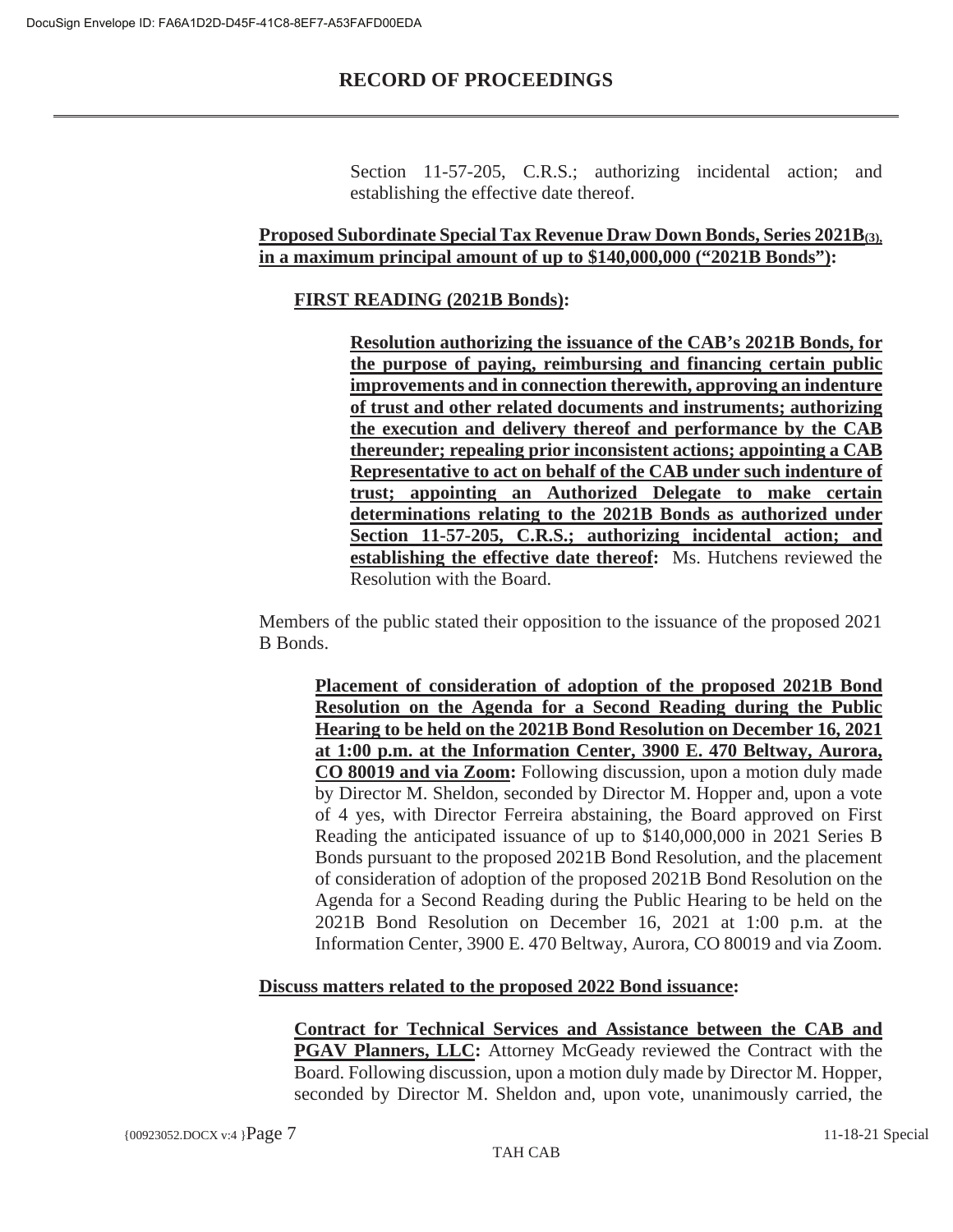Section 11-57-205, C.R.S.; authorizing incidental action; and establishing the effective date thereof.

**Proposed Subordinate Special Tax Revenue Draw Down Bonds, Series 2021B(3), in a maximum principal amount of up to $140,000,000 ("2021B Bonds"):**

**FIRST READING (2021B Bonds):**

**Resolution authorizing the issuance of the CAB's 2021B Bonds, for the purpose of paying, reimbursing and financing certain public improvements and in connection therewith, approving an indenture of trust and other related documents and instruments; authorizing the execution and delivery thereof and performance by the CAB thereunder; repealing prior inconsistent actions; appointing a CAB Representative to act on behalf of the CAB under such indenture of trust; appointing an Authorized Delegate to make certain determinations relating to the 2021B Bonds as authorized under Section 11-57-205, C.R.S.; authorizing incidental action; and establishing the effective date thereof:** Ms. Hutchens reviewed the Resolution with the Board.

Members of the public stated their opposition to the issuance of the proposed 2021 B Bonds.

**Placement of consideration of adoption of the proposed 2021B Bond Resolution on the Agenda for a Second Reading during the Public Hearing to be held on the 2021B Bond Resolution on December 16, 2021 at 1:00 p.m. at the Information Center, 3900 E. 470 Beltway, Aurora, CO 80019 and via Zoom:** Following discussion, upon a motion duly made by Director M. Sheldon, seconded by Director M. Hopper and, upon a vote of 4 yes, with Director Ferreira abstaining, the Board approved on First Reading the anticipated issuance of up to $140,000,000 in 2021 Series B Bonds pursuant to the proposed 2021B Bond Resolution, and the placement of consideration of adoption of the proposed 2021B Bond Resolution on the Agenda for a Second Reading during the Public Hearing to be held on the 2021B Bond Resolution on December 16, 2021 at 1:00 p.m. at the Information Center, 3900 E. 470 Beltway, Aurora, CO 80019 and via Zoom.

**Discuss matters related to the proposed 2022 Bond issuance:**

**Contract for Technical Services and Assistance between the CAB and PGAV Planners, LLC:** Attorney McGeady reviewed the Contract with the Board. Following discussion, upon a motion duly made by Director M. Hopper, seconded by Director M. Sheldon and, upon vote, unanimously carried, the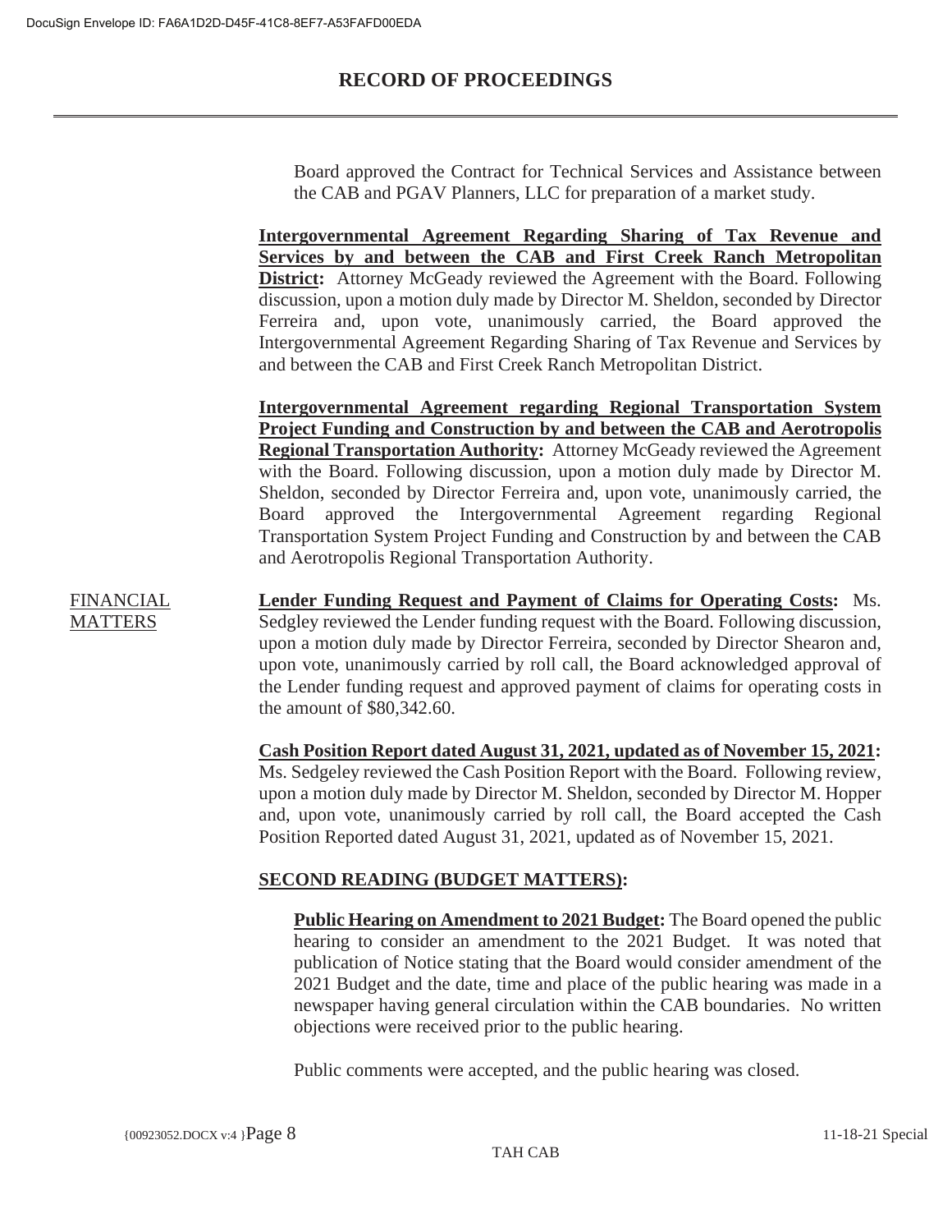Board approved the Contract for Technical Services and Assistance between the CAB and PGAV Planners, LLC for preparation of a market study.

**Intergovernmental Agreement Regarding Sharing of Tax Revenue and Services by and between the CAB and First Creek Ranch Metropolitan District:** Attorney McGeady reviewed the Agreement with the Board. Following discussion, upon a motion duly made by Director M. Sheldon, seconded by Director Ferreira and, upon vote, unanimously carried, the Board approved the Intergovernmental Agreement Regarding Sharing of Tax Revenue and Services by and between the CAB and First Creek Ranch Metropolitan District.

**Intergovernmental Agreement regarding Regional Transportation System Project Funding and Construction by and between the CAB and Aerotropolis Regional Transportation Authority:** Attorney McGeady reviewed the Agreement with the Board. Following discussion, upon a motion duly made by Director M. Sheldon, seconded by Director Ferreira and, upon vote, unanimously carried, the Board approved the Intergovernmental Agreement regarding Regional Transportation System Project Funding and Construction by and between the CAB and Aerotropolis Regional Transportation Authority.

FINANCIAL MATTERS

**Lender Funding Request and Payment of Claims for Operating Costs:** Ms. Sedgley reviewed the Lender funding request with the Board. Following discussion, upon a motion duly made by Director Ferreira, seconded by Director Shearon and, upon vote, unanimously carried by roll call, the Board acknowledged approval of the Lender funding request and approved payment of claims for operating costs in the amount of $80,342.60.

**Cash Position Report dated August 31, 2021, updated as of November 15, 2021:** Ms. Sedgeley reviewed the Cash Position Report with the Board. Following review, upon a motion duly made by Director M. Sheldon, seconded by Director M. Hopper and, upon vote, unanimously carried by roll call, the Board accepted the Cash Position Reported dated August 31, 2021, updated as of November 15, 2021.

**SECOND READING (BUDGET MATTERS):**

**Public Hearing on Amendment to 2021 Budget:** The Board opened the public hearing to consider an amendment to the 2021 Budget. It was noted that publication of Notice stating that the Board would consider amendment of the 2021 Budget and the date, time and place of the public hearing was made in a newspaper having general circulation within the CAB boundaries. No written objections were received prior to the public hearing.

Public comments were accepted, and the public hearing was closed.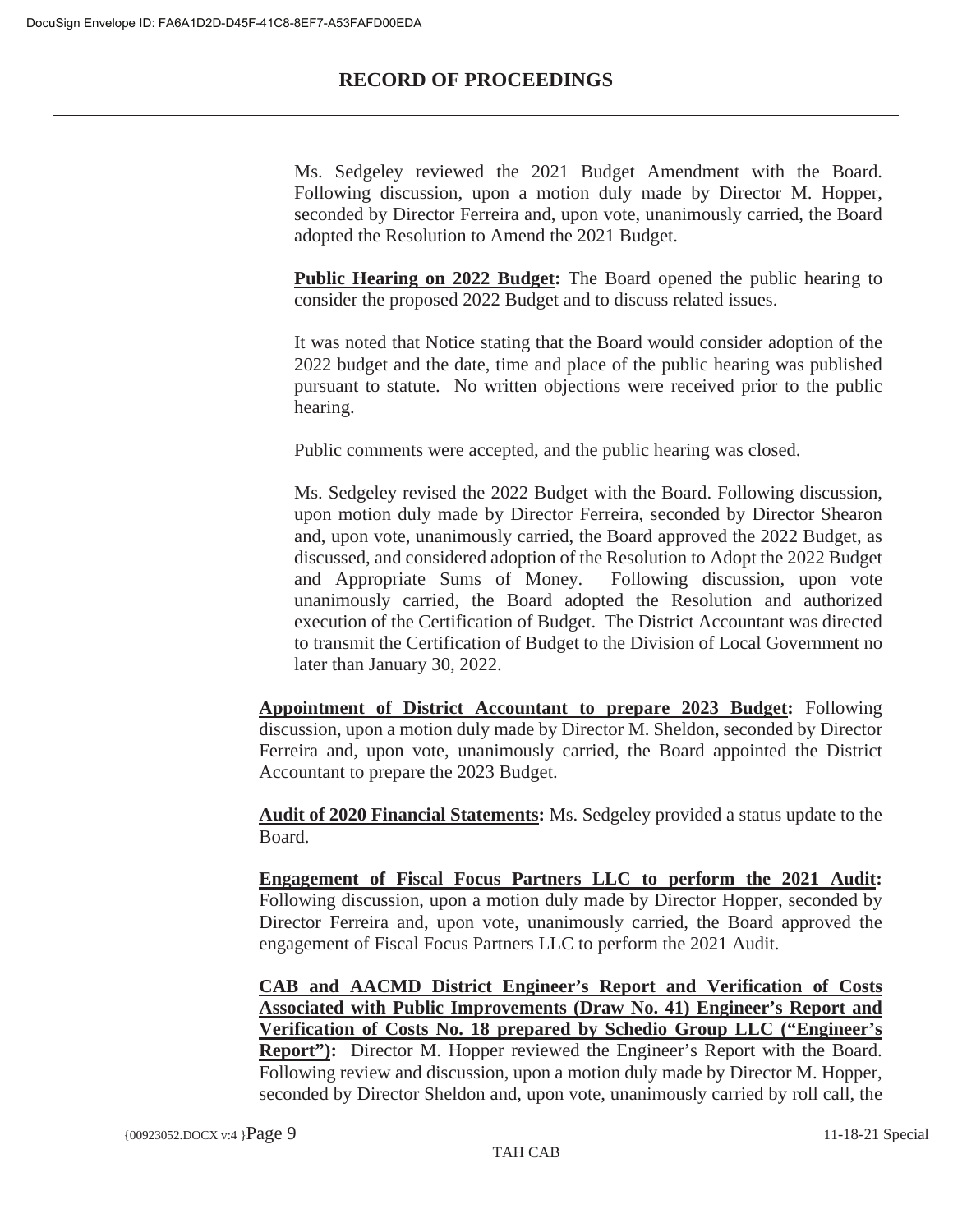Ms. Sedgeley reviewed the 2021 Budget Amendment with the Board. Following discussion, upon a motion duly made by Director M. Hopper, seconded by Director Ferreira and, upon vote, unanimously carried, the Board adopted the Resolution to Amend the 2021 Budget.

**Public Hearing on 2022 Budget:** The Board opened the public hearing to consider the proposed 2022 Budget and to discuss related issues.

It was noted that Notice stating that the Board would consider adoption of the 2022 budget and the date, time and place of the public hearing was published pursuant to statute. No written objections were received prior to the public hearing.

Public comments were accepted, and the public hearing was closed.

Ms. Sedgeley revised the 2022 Budget with the Board. Following discussion, upon motion duly made by Director Ferreira, seconded by Director Shearon and, upon vote, unanimously carried, the Board approved the 2022 Budget, as discussed, and considered adoption of the Resolution to Adopt the 2022 Budget and Appropriate Sums of Money. Following discussion, upon vote unanimously carried, the Board adopted the Resolution and authorized execution of the Certification of Budget. The District Accountant was directed to transmit the Certification of Budget to the Division of Local Government no later than January 30, 2022.

**Appointment of District Accountant to prepare 2023 Budget:** Following discussion, upon a motion duly made by Director M. Sheldon, seconded by Director Ferreira and, upon vote, unanimously carried, the Board appointed the District Accountant to prepare the 2023 Budget.

**Audit of 2020 Financial Statements:** Ms. Sedgeley provided a status update to the Board.

**Engagement of Fiscal Focus Partners LLC to perform the 2021 Audit:** Following discussion, upon a motion duly made by Director Hopper, seconded by Director Ferreira and, upon vote, unanimously carried, the Board approved the engagement of Fiscal Focus Partners LLC to perform the 2021 Audit.

**CAB and AACMD District Engineer's Report and Verification of Costs Associated with Public Improvements (Draw No. 41) Engineer's Report and Verification of Costs No. 18 prepared by Schedio Group LLC ("Engineer's Report"):** Director M. Hopper reviewed the Engineer's Report with the Board. Following review and discussion, upon a motion duly made by Director M. Hopper, seconded by Director Sheldon and, upon vote, unanimously carried by roll call, the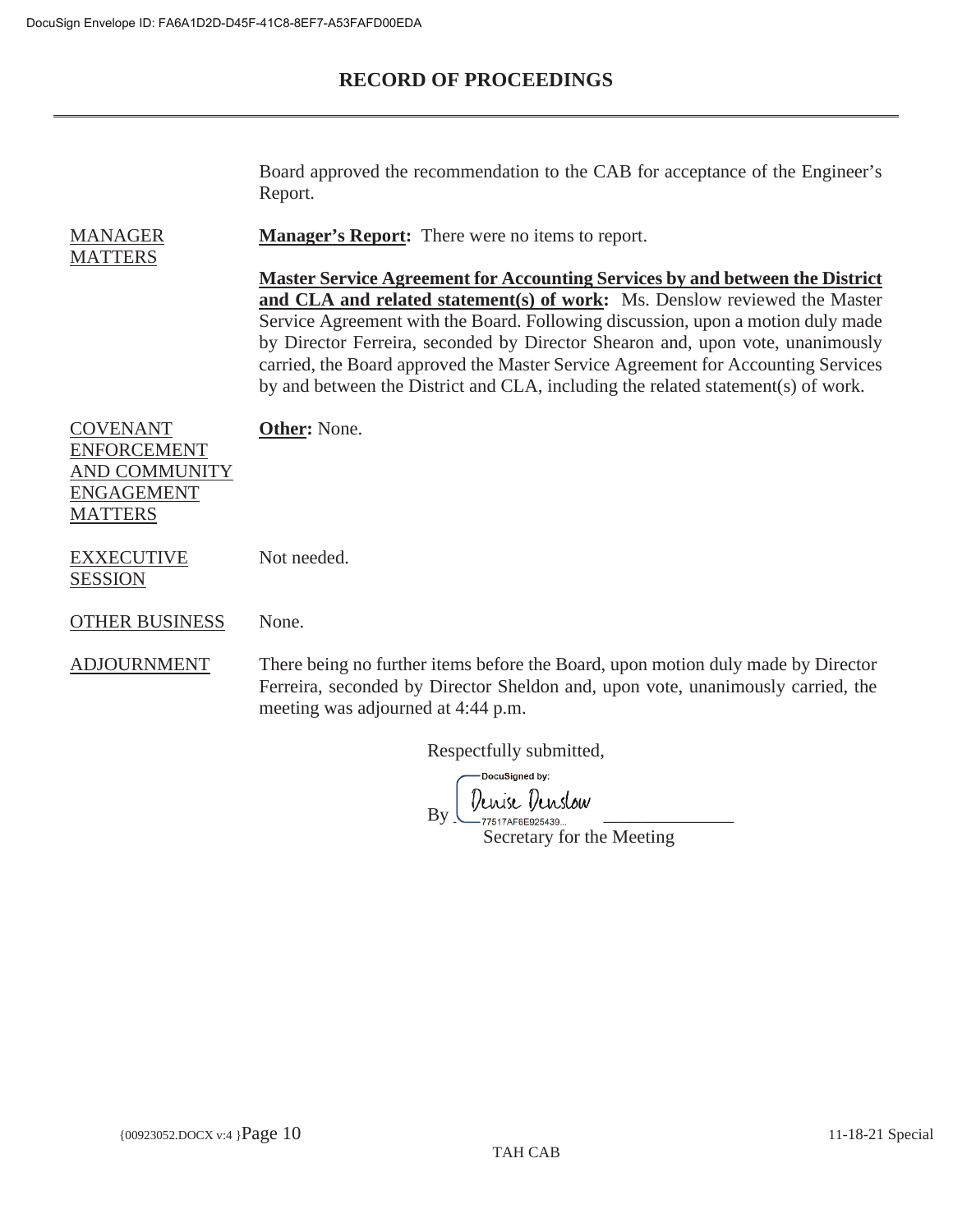# RECORD OF PROCEEDINGS

Board approved the recommendation to the CAB for acceptance of the Engineer's Report.

MANAGER MATTERS

**Manager's Report:** There were no items to report.

**Master Service Agreement for Accounting Services by and between the District and CLA and related statement(s) of work:** Ms. Denslow reviewed the Master Service Agreement with the Board. Following discussion, upon a motion duly made by Director Ferreira, seconded by Director Shearon and, upon vote, unanimously carried, the Board approved the Master Service Agreement for Accounting Services by and between the District and CLA, including the related statement(s) of work.

COVENANT ENFORCEMENT AND COMMUNITY ENGAGEMENT MATTERS

**Other:** None.

EXXECUTIVE SESSION

Not needed.

OTHER BUSINESS

None.

ADJOURNMENT

There being no further items before the Board, upon motion duly made by Director Ferreira, seconded by Director Sheldon and, upon vote, unanimously carried, the meeting was adjourned at 4:44 p.m.

Respectfully submitted,

DocuSigned by:
By Denise Denslow
77517AF6E925439...
Secretary for the Meeting

{00923052.DOCX v:4 } 11-18-21 Special

TAH CAB